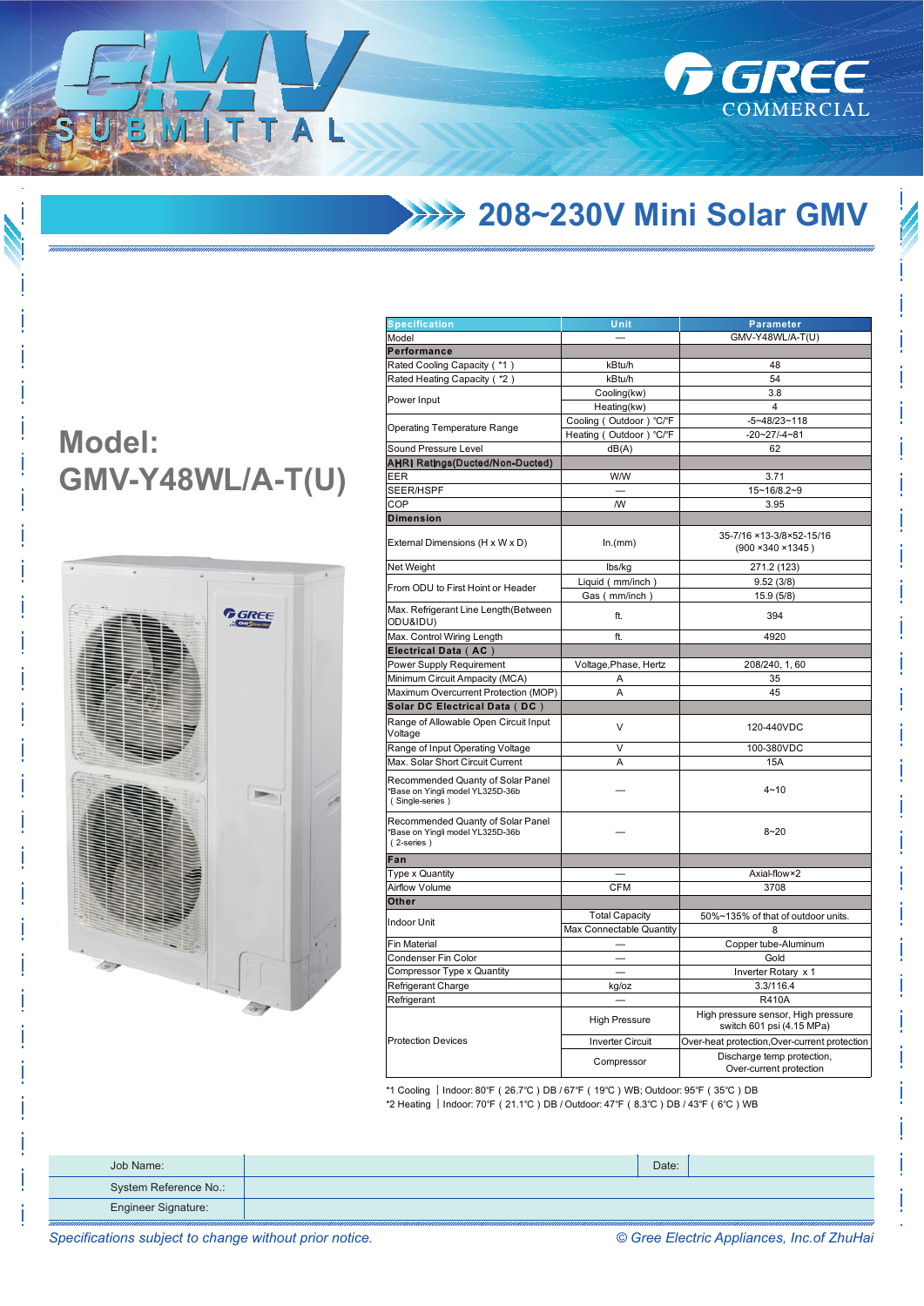# GMV SUBMITTAL

GREE COMMERCIAL

## 208~230V Mini Solar GMV

## Model: GMV-Y48WL/A-T(U)

| Specification | Unit | Parameter |
|---|---|---|
| Model | — | GMV-Y48WL/A-T(U) |
| **Performance** | | |
| Rated Cooling Capacity ( *1 ) | kBtu/h | 48 |
| Rated Heating Capacity ( *2 ) | kBtu/h | 54 |
| Power Input | Cooling(kw) | 3.8 |
| | Heating(kw) | 4 |
| Operating Temperature Range | Cooling ( Outdoor ) °C/°F | -5~48/23~118 |
| | Heating ( Outdoor ) °C/°F | -20~27/-4~81 |
| Sound Pressure Level | dB(A) | 62 |
| **AHRI Ratings(Ducted/Non-Ducted)** | | |
| EER | W/W | 3.71 |
| SEER/HSPF | — | 15~16/8.2~9 |
| COP | /W | 3.95 |
| **Dimension** | | |
| External Dimensions (H x W x D) | In.(mm) | 35-7/16 ×13-3/8×52-15/16 (900 ×340 ×1345 ) |
| Net Weight | lbs/kg | 271.2 (123) |
| From ODU to First Hoint or Header | Liquid ( mm/inch ) | 9.52 (3/8) |
| | Gas ( mm/inch ) | 15.9 (5/8) |
| Max. Refrigerant Line Length(Between ODU&IDU) | ft. | 394 |
| Max. Control Wiring Length | ft. | 4920 |
| **Electrical Data ( AC )** | | |
| Power Supply Requirement | Voltage,Phase, Hertz | 208/240, 1, 60 |
| Minimum Circuit Ampacity (MCA) | A | 35 |
| Maximum Overcurrent Protection (MOP) | A | 45 |
| **Solar DC Electrical Data ( DC )** | | |
| Range of Allowable Open Circuit Input Voltage | V | 120-440VDC |
| Range of Input Operating Voltage | V | 100-380VDC |
| Max. Solar Short Circuit Current | A | 15A |
| Recommended Quantity of Solar Panel *Base on Yingli model YL325D-36b ( Single-series ) | — | 4~10 |
| Recommended Quantity of Solar Panel *Base on Yingli model YL325D-36b ( 2-series ) | — | 8~20 |
| **Fan** | | |
| Type x Quantity | — | Axial-flow×2 |
| Airflow Volume | CFM | 3708 |
| **Other** | | |
| Indoor Unit | Total Capacity | 50%~135% of that of outdoor units. |
| | Max Connectable Quantity | 8 |
| Fin Material | — | Copper tube-Aluminum |
| Condenser Fin Color | — | Gold |
| Compressor Type x Quantity | — | Inverter Rotary x 1 |
| Refrigerant Charge | kg/oz | 3.3/116.4 |
| Refrigerant | — | R410A |
| Protection Devices | High Pressure | High pressure sensor, High pressure switch 601 psi (4.15 MPa) |
| | Inverter Circuit | Over-heat protection,Over-current protection |
| | Compressor | Discharge temp protection, Over-current protection |

*1 Cooling │ Indoor: 80°F ( 26.7°C ) DB / 67°F ( 19°C ) WB; Outdoor: 95°F ( 35°C ) DB

*2 Heating │ Indoor: 70°F ( 21.1°C ) DB / Outdoor: 47°F ( 8.3°C ) DB / 43°F ( 6°C ) WB

| | | | |
|---|---|---|---|
| Job Name: | | Date: | |
| System Reference No.: | | | |
| Engineer Signature: | | | |

*Specifications subject to change without prior notice.* *© Gree Electric Appliances, Inc.of ZhuHai*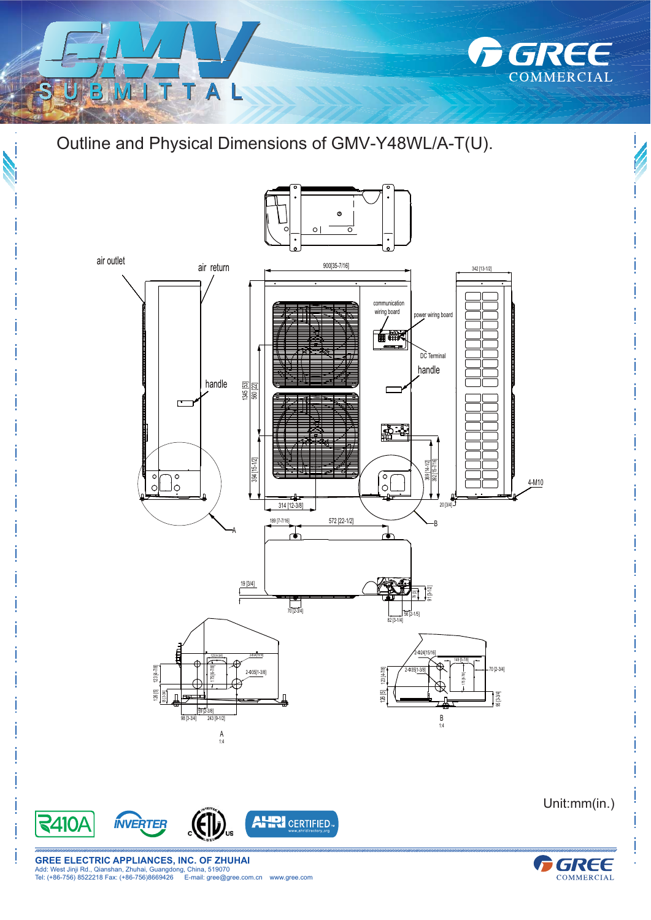# Outline and Physical Dimensions of GMV-Y48WL/A-T(U).

air outlet

air return

900[35-7/16]

342 [13-1/2]

communication wiring board

power wiring board

DC Terminal

handle

handle

1345 [53]

560 [22]

394 [15-1/2]

369 [14-1/2]

392 [15-7/16]

314 [12-3/8]

20 [3/4]

4-M10

A

B

189 [7-7/16]

572 [22-1/2]

19 [3/4]

70 [2-3/4]

82 [3-1/4]

56 [2-1/5]

91 [3-1/2]

2-Φ35[1-3/8]

123 [4-7/8]

128 [5]

175 [6-7/8]

59 [2-3/8]

98 [3-3/4]

243 [9-1/2]

A

1:4

2-Φ24[15/16]

2-Φ35[1-3/8]

148 [5-7/8]

70 [2-3/4]

123 [4-7/8]

128 [5]

95 [3-3/4]

B

1:4

Unit:mm(in.)

R410A INVERTER ETL AHRI CERTIFIED

**GREE ELECTRIC APPLIANCES, INC. OF ZHUHAI**
Add: West Jinji Rd., Qianshan, Zhuhai, Guangdong, China, 519070
Tel: (+86-756) 8522218 Fax: (+86-756)8669426 E-mail: gree@gree.com.cn www.gree.com